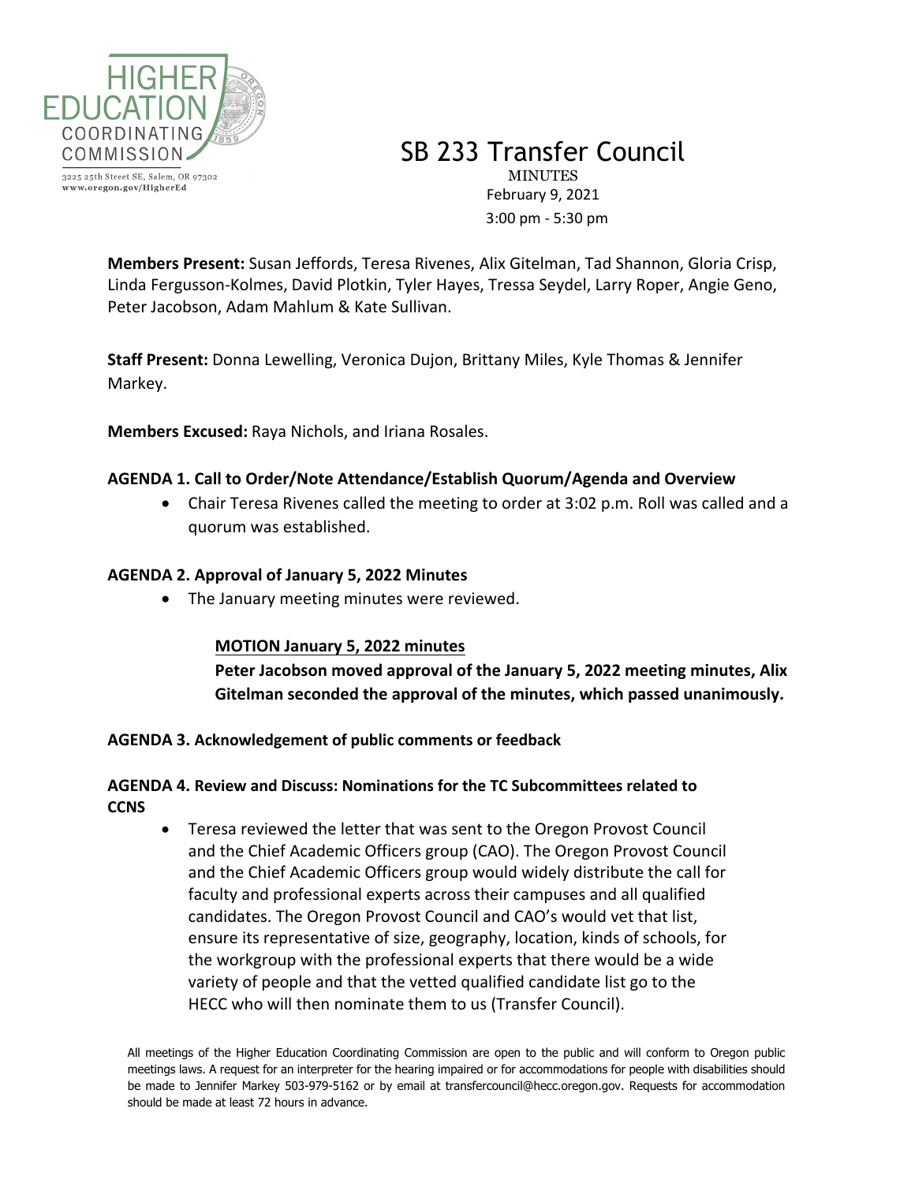HIGHER EDUCATION COORDINATING COMMISSION

3225 25th Street SE, Salem, OR 97302
www.oregon.gov/HigherEd

# SB 233 Transfer Council

MINUTES
February 9, 2021
3:00 pm - 5:30 pm

**Members Present:** Susan Jeffords, Teresa Rivenes, Alix Gitelman, Tad Shannon, Gloria Crisp, Linda Fergusson-Kolmes, David Plotkin, Tyler Hayes, Tressa Seydel, Larry Roper, Angie Geno, Peter Jacobson, Adam Mahlum & Kate Sullivan.

**Staff Present:** Donna Lewelling, Veronica Dujon, Brittany Miles, Kyle Thomas & Jennifer Markey.

**Members Excused:** Raya Nichols, and Iriana Rosales.

### AGENDA 1. Call to Order/Note Attendance/Establish Quorum/Agenda and Overview

- Chair Teresa Rivenes called the meeting to order at 3:02 p.m. Roll was called and a quorum was established.

### AGENDA 2. Approval of January 5, 2022 Minutes

- The January meeting minutes were reviewed.

**MOTION January 5, 2022 minutes**

**Peter Jacobson moved approval of the January 5, 2022 meeting minutes, Alix Gitelman seconded the approval of the minutes, which passed unanimously.**

### AGENDA 3. Acknowledgement of public comments or feedback

### AGENDA 4. Review and Discuss: Nominations for the TC Subcommittees related to CCNS

- Teresa reviewed the letter that was sent to the Oregon Provost Council and the Chief Academic Officers group (CAO). The Oregon Provost Council and the Chief Academic Officers group would widely distribute the call for faculty and professional experts across their campuses and all qualified candidates. The Oregon Provost Council and CAO's would vet that list, ensure its representative of size, geography, location, kinds of schools, for the workgroup with the professional experts that there would be a wide variety of people and that the vetted qualified candidate list go to the HECC who will then nominate them to us (Transfer Council).

All meetings of the Higher Education Coordinating Commission are open to the public and will conform to Oregon public meetings laws. A request for an interpreter for the hearing impaired or for accommodations for people with disabilities should be made to Jennifer Markey 503-979-5162 or by email at transfercouncil@hecc.oregon.gov. Requests for accommodation should be made at least 72 hours in advance.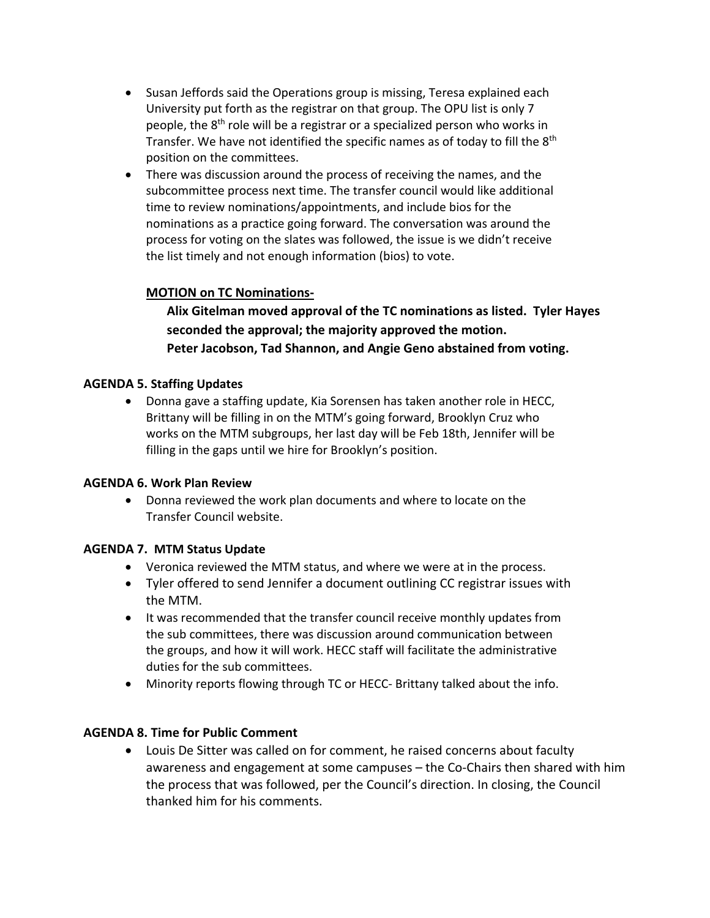- Susan Jeffords said the Operations group is missing, Teresa explained each University put forth as the registrar on that group. The OPU list is only 7 people, the 8th role will be a registrar or a specialized person who works in Transfer. We have not identified the specific names as of today to fill the 8th position on the committees.
- There was discussion around the process of receiving the names, and the subcommittee process next time. The transfer council would like additional time to review nominations/appointments, and include bios for the nominations as a practice going forward. The conversation was around the process for voting on the slates was followed, the issue is we didn't receive the list timely and not enough information (bios) to vote.

**MOTION on TC Nominations-**

**Alix Gitelman moved approval of the TC nominations as listed. Tyler Hayes seconded the approval; the majority approved the motion.**
**Peter Jacobson, Tad Shannon, and Angie Geno abstained from voting.**

**AGENDA 5. Staffing Updates**

- Donna gave a staffing update, Kia Sorensen has taken another role in HECC, Brittany will be filling in on the MTM's going forward, Brooklyn Cruz who works on the MTM subgroups, her last day will be Feb 18th, Jennifer will be filling in the gaps until we hire for Brooklyn's position.

**AGENDA 6. Work Plan Review**

- Donna reviewed the work plan documents and where to locate on the Transfer Council website.

**AGENDA 7. MTM Status Update**

- Veronica reviewed the MTM status, and where we were at in the process.
- Tyler offered to send Jennifer a document outlining CC registrar issues with the MTM.
- It was recommended that the transfer council receive monthly updates from the sub committees, there was discussion around communication between the groups, and how it will work. HECC staff will facilitate the administrative duties for the sub committees.
- Minority reports flowing through TC or HECC- Brittany talked about the info.

**AGENDA 8. Time for Public Comment**

- Louis De Sitter was called on for comment, he raised concerns about faculty awareness and engagement at some campuses – the Co-Chairs then shared with him the process that was followed, per the Council's direction. In closing, the Council thanked him for his comments.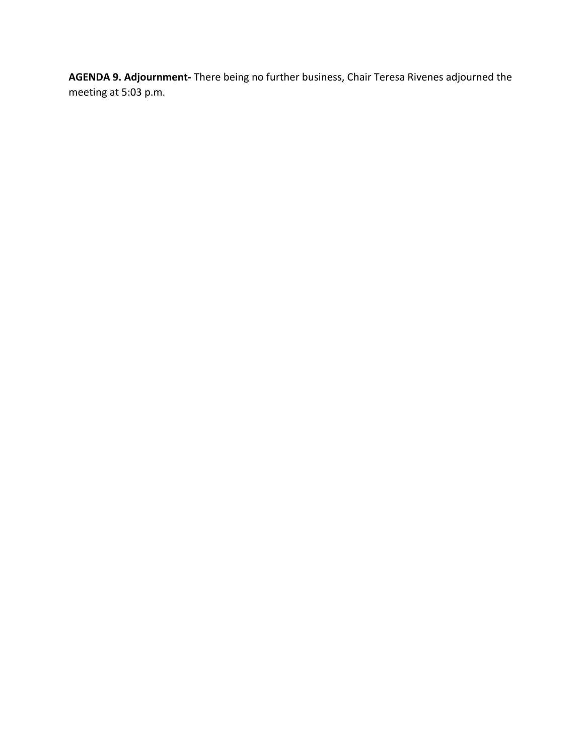**AGENDA 9. Adjournment-** There being no further business, Chair Teresa Rivenes adjourned the meeting at 5:03 p.m.